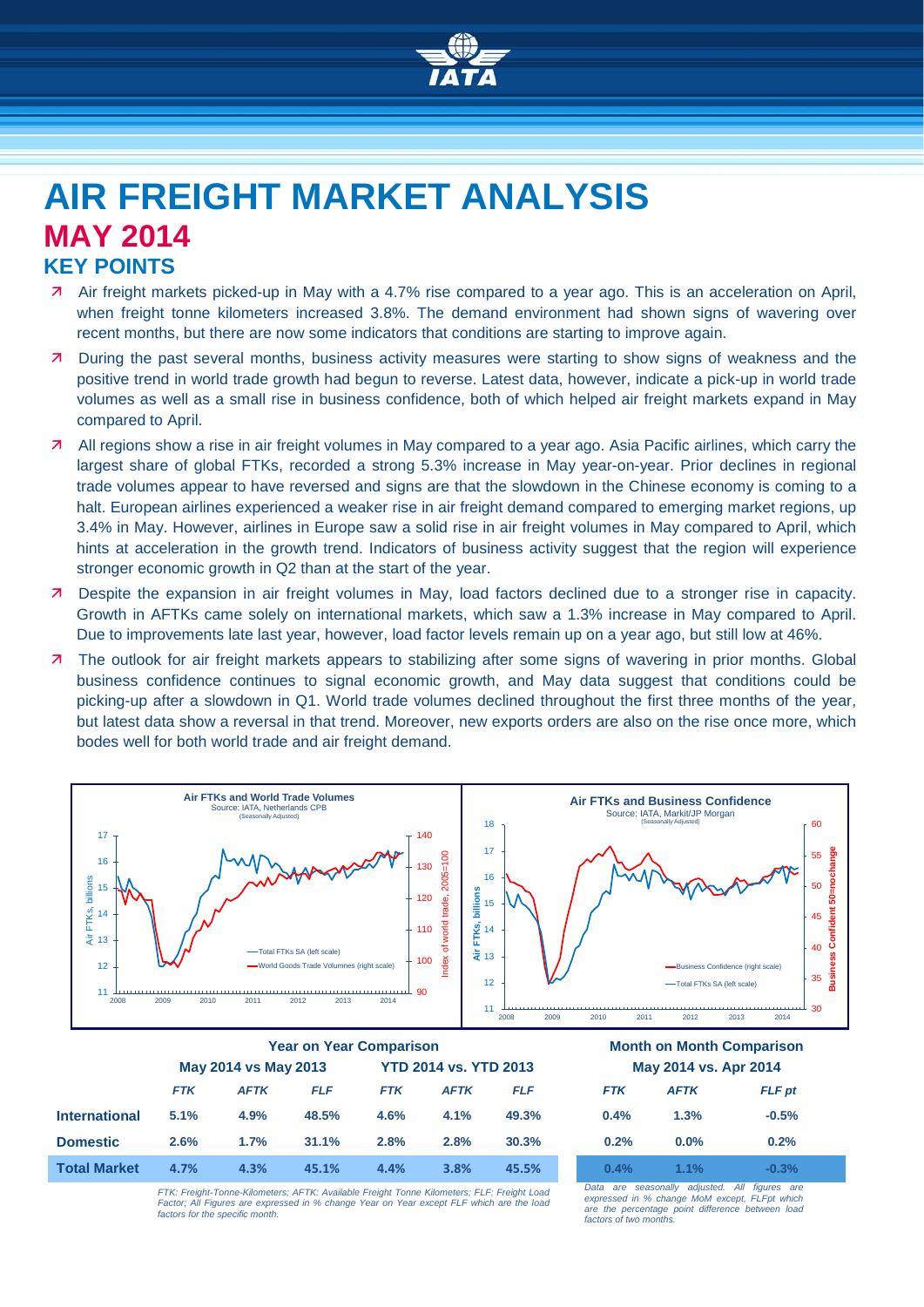# AIR FREIGHT MARKET ANALYSIS

## MAY 2014

### KEY POINTS

- Air freight markets picked-up in May with a 4.7% rise compared to a year ago. This is an acceleration on April, when freight tonne kilometers increased 3.8%. The demand environment had shown signs of wavering over recent months, but there are now some indicators that conditions are starting to improve again.
- During the past several months, business activity measures were starting to show signs of weakness and the positive trend in world trade growth had begun to reverse. Latest data, however, indicate a pick-up in world trade volumes as well as a small rise in business confidence, both of which helped air freight markets expand in May compared to April.
- All regions show a rise in air freight volumes in May compared to a year ago. Asia Pacific airlines, which carry the largest share of global FTKs, recorded a strong 5.3% increase in May year-on-year. Prior declines in regional trade volumes appear to have reversed and signs are that the slowdown in the Chinese economy is coming to a halt. European airlines experienced a weaker rise in air freight demand compared to emerging market regions, up 3.4% in May. However, airlines in Europe saw a solid rise in air freight volumes in May compared to April, which hints at acceleration in the growth trend. Indicators of business activity suggest that the region will experience stronger economic growth in Q2 than at the start of the year.
- Despite the expansion in air freight volumes in May, load factors declined due to a stronger rise in capacity. Growth in AFTKs came solely on international markets, which saw a 1.3% increase in May compared to April. Due to improvements late last year, however, load factor levels remain up on a year ago, but still low at 46%.
- The outlook for air freight markets appears to stabilizing after some signs of wavering in prior months. Global business confidence continues to signal economic growth, and May data suggest that conditions could be picking-up after a slowdown in Q1. World trade volumes declined throughout the first three months of the year, but latest data show a reversal in that trend. Moreover, new exports orders are also on the rise once more, which bodes well for both world trade and air freight demand.

**Air FTKs and World Trade Volumes**
Source: IATA, Netherlands CPB (Seasonally Adjusted)

**Air FTKs and Business Confidence**
Source: IATA, Markit/JP Morgan (Seasonally Adjusted)

| | Year on Year Comparison | | | | | | Month on Month Comparison | | |
|---|---|---|---|---|---|---|---|---|---|
| | May 2014 vs May 2013 | | | YTD 2014 vs. YTD 2013 | | | May 2014 vs. Apr 2014 | | |
| | *FTK* | *AFTK* | *FLF* | *FTK* | *AFTK* | *FLF* | *FTK* | *AFTK* | *FLF pt* |
| **International** | 5.1% | 4.9% | 48.5% | 4.6% | 4.1% | 49.3% | 0.4% | 1.3% | -0.5% |
| **Domestic** | 2.6% | 1.7% | 31.1% | 2.8% | 2.8% | 30.3% | 0.2% | 0.0% | 0.2% |
| **Total Market** | 4.7% | 4.3% | 45.1% | 4.4% | 3.8% | 45.5% | 0.4% | 1.1% | -0.3% |

*FTK: Freight-Tonne-Kilometers; AFTK: Available Freight Tonne Kilometers; FLF: Freight Load Factor; All Figures are expressed in % change Year on Year except FLF which are the load factors for the specific month.*

*Data are seasonally adjusted. All figures are expressed in % change MoM except, FLFpt which are the percentage point difference between load factors of two months.*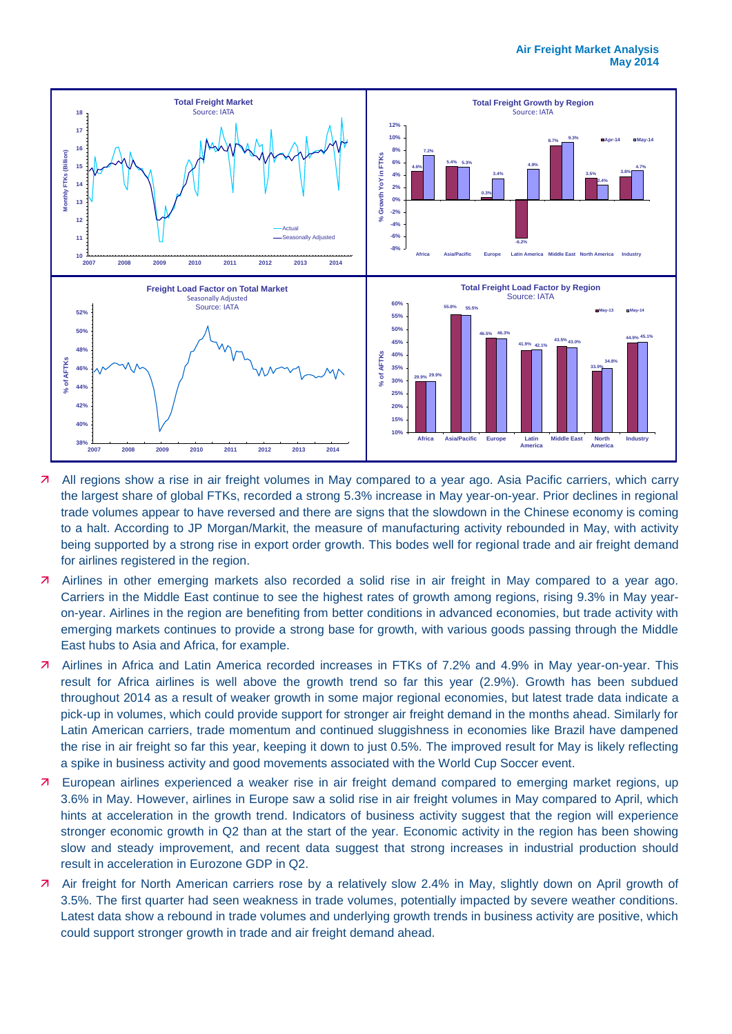| Total Freight Growth by Region (% Growth YoY in FTKs) | Apr-14 | May-14 |
|---|---|---|
| Africa | 4.6% | 7.2% |
| Asia/Pacific | 5.4% | 5.3% |
| Europe | 0.3% | 3.4% |
| Latin America | -6.2% | 4.9% |
| Middle East | 8.7% | 9.3% |
| North America | 3.5% | 2.4% |
| Industry | 3.8% | 4.7% |

| Total Freight Load Factor by Region (% of AFTKs) | May-13 | May-14 |
|---|---|---|
| Africa | 29.9% | 29.9% |
| Asia/Pacific | 55.8% | 55.5% |
| Europe | 46.5% | 46.3% |
| Latin America | 41.9% | 42.1% |
| Middle East | 43.5% | 43.0% |
| North America | 33.9% | 34.8% |
| Industry | 44.9% | 45.1% |

- All regions show a rise in air freight volumes in May compared to a year ago. Asia Pacific carriers, which carry the largest share of global FTKs, recorded a strong 5.3% increase in May year-on-year. Prior declines in regional trade volumes appear to have reversed and there are signs that the slowdown in the Chinese economy is coming to a halt. According to JP Morgan/Markit, the measure of manufacturing activity rebounded in May, with activity being supported by a strong rise in export order growth. This bodes well for regional trade and air freight demand for airlines registered in the region.
- Airlines in other emerging markets also recorded a solid rise in air freight in May compared to a year ago. Carriers in the Middle East continue to see the highest rates of growth among regions, rising 9.3% in May year-on-year. Airlines in the region are benefiting from better conditions in advanced economies, but trade activity with emerging markets continues to provide a strong base for growth, with various goods passing through the Middle East hubs to Asia and Africa, for example.
- Airlines in Africa and Latin America recorded increases in FTKs of 7.2% and 4.9% in May year-on-year. This result for Africa airlines is well above the growth trend so far this year (2.9%). Growth has been subdued throughout 2014 as a result of weaker growth in some major regional economies, but latest trade data indicate a pick-up in volumes, which could provide support for stronger air freight demand in the months ahead. Similarly for Latin American carriers, trade momentum and continued sluggishness in economies like Brazil have dampened the rise in air freight so far this year, keeping it down to just 0.5%. The improved result for May is likely reflecting a spike in business activity and good movements associated with the World Cup Soccer event.
- European airlines experienced a weaker rise in air freight demand compared to emerging market regions, up 3.6% in May. However, airlines in Europe saw a solid rise in air freight volumes in May compared to April, which hints at acceleration in the growth trend. Indicators of business activity suggest that the region will experience stronger economic growth in Q2 than at the start of the year. Economic activity in the region has been showing slow and steady improvement, and recent data suggest that strong increases in industrial production should result in acceleration in Eurozone GDP in Q2.
- Air freight for North American carriers rose by a relatively slow 2.4% in May, slightly down on April growth of 3.5%. The first quarter had seen weakness in trade volumes, potentially impacted by severe weather conditions. Latest data show a rebound in trade volumes and underlying growth trends in business activity are positive, which could support stronger growth in trade and air freight demand ahead.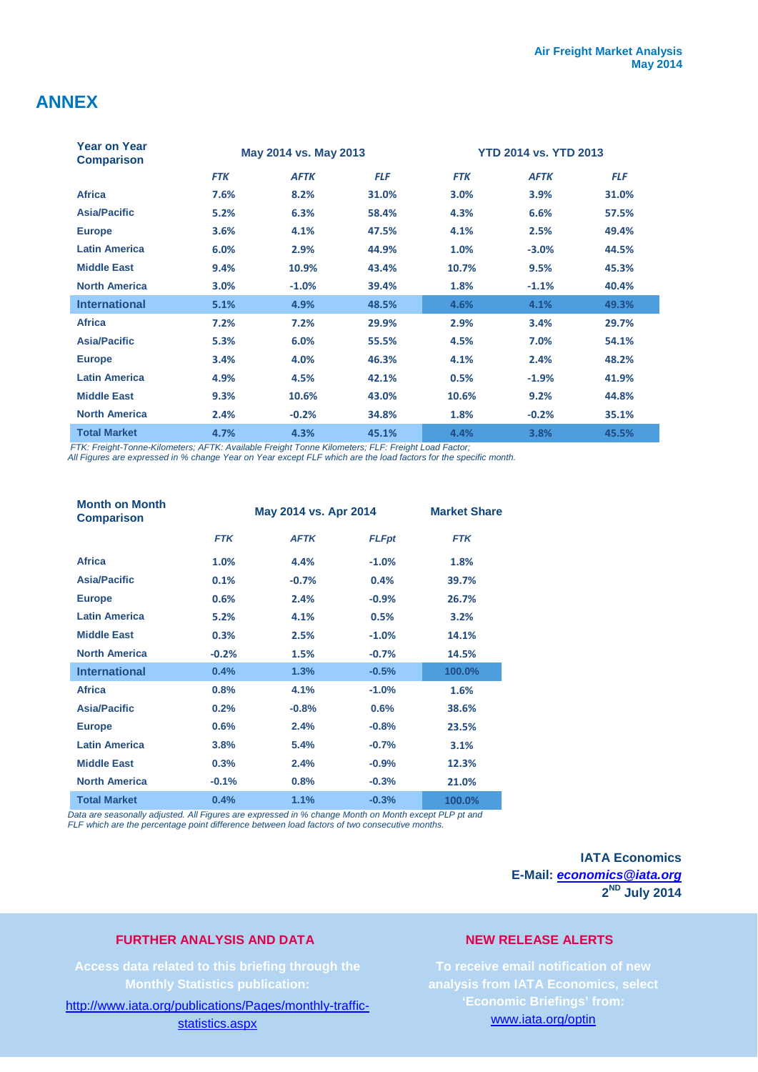## ANNEX

| Year on Year Comparison | May 2014 vs. May 2013 | | | YTD 2014 vs. YTD 2013 | | |
|---|---|---|---|---|---|---|
| | *FTK* | *AFTK* | *FLF* | *FTK* | *AFTK* | *FLF* |
| **Africa** | 7.6% | 8.2% | 31.0% | 3.0% | 3.9% | 31.0% |
| **Asia/Pacific** | 5.2% | 6.3% | 58.4% | 4.3% | 6.6% | 57.5% |
| **Europe** | 3.6% | 4.1% | 47.5% | 4.1% | 2.5% | 49.4% |
| **Latin America** | 6.0% | 2.9% | 44.9% | 1.0% | -3.0% | 44.5% |
| **Middle East** | 9.4% | 10.9% | 43.4% | 10.7% | 9.5% | 45.3% |
| **North America** | 3.0% | -1.0% | 39.4% | 1.8% | -1.1% | 40.4% |
| **International** | 5.1% | 4.9% | 48.5% | 4.6% | 4.1% | 49.3% |
| **Africa** | 7.2% | 7.2% | 29.9% | 2.9% | 3.4% | 29.7% |
| **Asia/Pacific** | 5.3% | 6.0% | 55.5% | 4.5% | 7.0% | 54.1% |
| **Europe** | 3.4% | 4.0% | 46.3% | 4.1% | 2.4% | 48.2% |
| **Latin America** | 4.9% | 4.5% | 42.1% | 0.5% | -1.9% | 41.9% |
| **Middle East** | 9.3% | 10.6% | 43.0% | 10.6% | 9.2% | 44.8% |
| **North America** | 2.4% | -0.2% | 34.8% | 1.8% | -0.2% | 35.1% |
| **Total Market** | 4.7% | 4.3% | 45.1% | 4.4% | 3.8% | 45.5% |

*FTK: Freight-Tonne-Kilometers; AFTK: Available Freight Tonne Kilometers; FLF: Freight Load Factor;*
*All Figures are expressed in % change Year on Year except FLF which are the load factors for the specific month.*

| Month on Month Comparison | May 2014 vs. Apr 2014 | | | Market Share |
|---|---|---|---|---|
| | *FTK* | *AFTK* | *FLFpt* | *FTK* |
| **Africa** | 1.0% | 4.4% | -1.0% | 1.8% |
| **Asia/Pacific** | 0.1% | -0.7% | 0.4% | 39.7% |
| **Europe** | 0.6% | 2.4% | -0.9% | 26.7% |
| **Latin America** | 5.2% | 4.1% | 0.5% | 3.2% |
| **Middle East** | 0.3% | 2.5% | -1.0% | 14.1% |
| **North America** | -0.2% | 1.5% | -0.7% | 14.5% |
| **International** | 0.4% | 1.3% | -0.5% | 100.0% |
| **Africa** | 0.8% | 4.1% | -1.0% | 1.6% |
| **Asia/Pacific** | 0.2% | -0.8% | 0.6% | 38.6% |
| **Europe** | 0.6% | 2.4% | -0.8% | 23.5% |
| **Latin America** | 3.8% | 5.4% | -0.7% | 3.1% |
| **Middle East** | 0.3% | 2.4% | -0.9% | 12.3% |
| **North America** | -0.1% | 0.8% | -0.3% | 21.0% |
| **Total Market** | 0.4% | 1.1% | -0.3% | 100.0% |

*Data are seasonally adjusted. All Figures are expressed in % change Month on Month except PLP pt and FLF which are the percentage point difference between load factors of two consecutive months.*

**IATA Economics**
**E-Mail: *economics@iata.org***
**2ND July 2014**

### FURTHER ANALYSIS AND DATA

**Access data related to this briefing through the Monthly Statistics publication:**

http://www.iata.org/publications/Pages/monthly-traffic-statistics.aspx

### NEW RELEASE ALERTS

**To receive email notification of new analysis from IATA Economics, select 'Economic Briefings' from:**

www.iata.org/optin